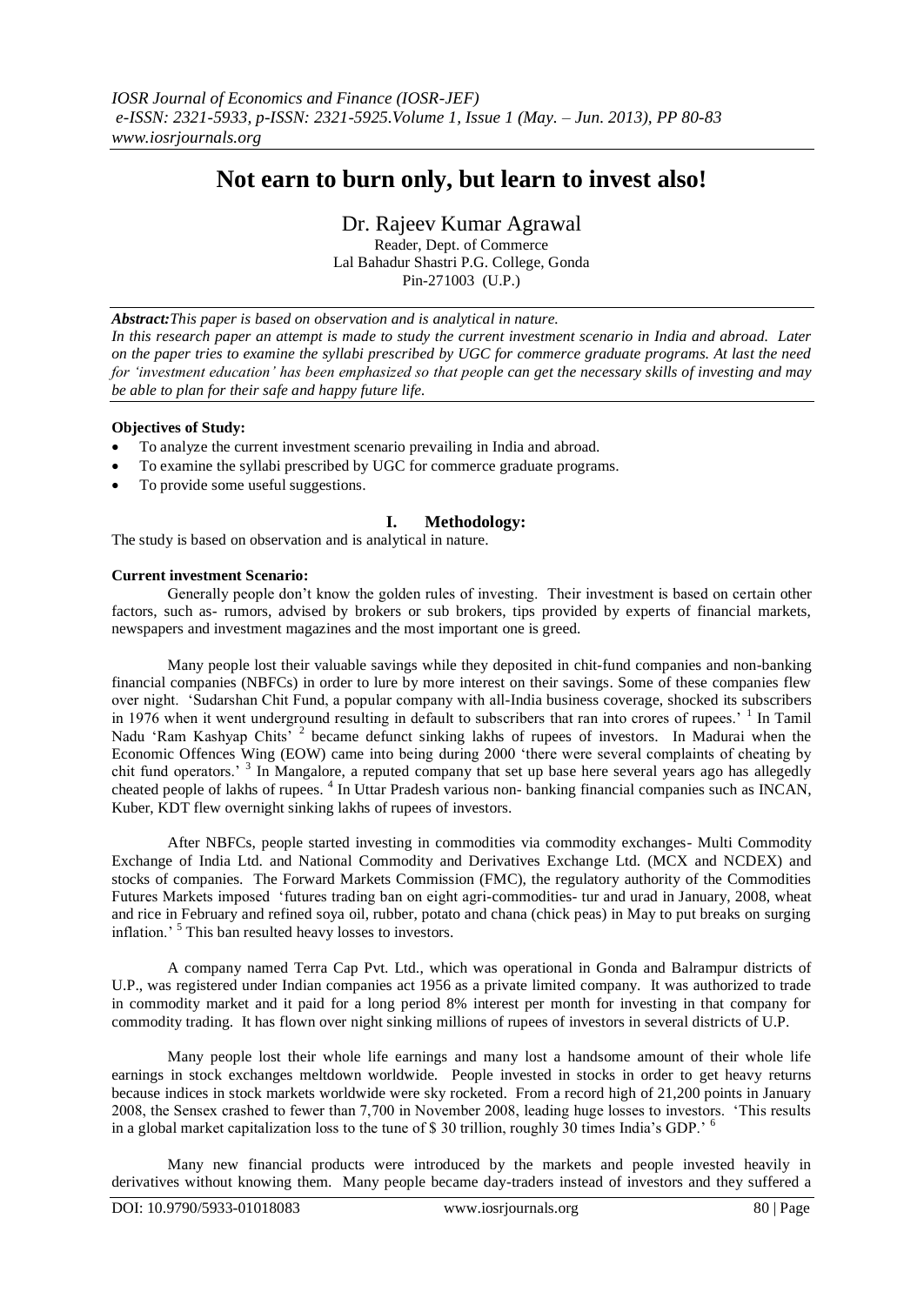# Not earn to burn only, but learn to invest also!

Dr. Rajeev Kumar Agrawal

Reader, Dept. of Commerce
Lal Bahadur Shastri P.G. College, Gonda
Pin-271003 (U.P.)

***Abstract:****This paper is based on observation and is analytical in nature.*
*In this research paper an attempt is made to study the current investment scenario in India and abroad. Later on the paper tries to examine the syllabi prescribed by UGC for commerce graduate programs. At last the need for 'investment education' has been emphasized so that people can get the necessary skills of investing and may be able to plan for their safe and happy future life.*

**Objectives of Study:**

- To analyze the current investment scenario prevailing in India and abroad.
- To examine the syllabi prescribed by UGC for commerce graduate programs.
- To provide some useful suggestions.

## I. Methodology:

The study is based on observation and is analytical in nature.

**Current investment Scenario:**

Generally people don't know the golden rules of investing. Their investment is based on certain other factors, such as- rumors, advised by brokers or sub brokers, tips provided by experts of financial markets, newspapers and investment magazines and the most important one is greed.

Many people lost their valuable savings while they deposited in chit-fund companies and non-banking financial companies (NBFCs) in order to lure by more interest on their savings. Some of these companies flew over night. 'Sudarshan Chit Fund, a popular company with all-India business coverage, shocked its subscribers in 1976 when it went underground resulting in default to subscribers that ran into crores of rupees.' [1] In Tamil Nadu 'Ram Kashyap Chits' [2] became defunct sinking lakhs of rupees of investors. In Madurai when the Economic Offences Wing (EOW) came into being during 2000 'there were several complaints of cheating by chit fund operators.' [3] In Mangalore, a reputed company that set up base here several years ago has allegedly cheated people of lakhs of rupees. [4] In Uttar Pradesh various non- banking financial companies such as INCAN, Kuber, KDT flew overnight sinking lakhs of rupees of investors.

After NBFCs, people started investing in commodities via commodity exchanges- Multi Commodity Exchange of India Ltd. and National Commodity and Derivatives Exchange Ltd. (MCX and NCDEX) and stocks of companies. The Forward Markets Commission (FMC), the regulatory authority of the Commodities Futures Markets imposed 'futures trading ban on eight agri-commodities- tur and urad in January, 2008, wheat and rice in February and refined soya oil, rubber, potato and chana (chick peas) in May to put breaks on surging inflation.' [5] This ban resulted heavy losses to investors.

A company named Terra Cap Pvt. Ltd., which was operational in Gonda and Balrampur districts of U.P., was registered under Indian companies act 1956 as a private limited company. It was authorized to trade in commodity market and it paid for a long period 8% interest per month for investing in that company for commodity trading. It has flown over night sinking millions of rupees of investors in several districts of U.P.

Many people lost their whole life earnings and many lost a handsome amount of their whole life earnings in stock exchanges meltdown worldwide. People invested in stocks in order to get heavy returns because indices in stock markets worldwide were sky rocketed. From a record high of 21,200 points in January 2008, the Sensex crashed to fewer than 7,700 in November 2008, leading huge losses to investors. 'This results in a global market capitalization loss to the tune of \$ 30 trillion, roughly 30 times India's GDP.' [6]

Many new financial products were introduced by the markets and people invested heavily in derivatives without knowing them. Many people became day-traders instead of investors and they suffered a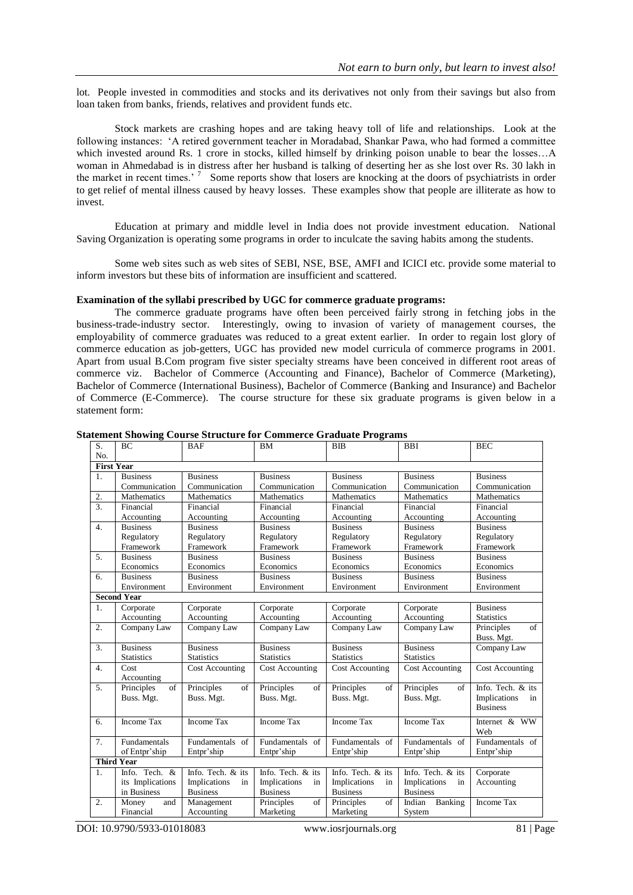lot. People invested in commodities and stocks and its derivatives not only from their savings but also from loan taken from banks, friends, relatives and provident funds etc.

Stock markets are crashing hopes and are taking heavy toll of life and relationships. Look at the following instances: 'A retired government teacher in Moradabad, Shankar Pawa, who had formed a committee which invested around Rs. 1 crore in stocks, killed himself by drinking poison unable to bear the losses…A woman in Ahmedabad is in distress after her husband is talking of deserting her as she lost over Rs. 30 lakh in the market in recent times.' [7] Some reports show that losers are knocking at the doors of psychiatrists in order to get relief of mental illness caused by heavy losses. These examples show that people are illiterate as how to invest.

Education at primary and middle level in India does not provide investment education. National Saving Organization is operating some programs in order to inculcate the saving habits among the students.

Some web sites such as web sites of SEBI, NSE, BSE, AMFI and ICICI etc. provide some material to inform investors but these bits of information are insufficient and scattered.

**Examination of the syllabi prescribed by UGC for commerce graduate programs:**

The commerce graduate programs have often been perceived fairly strong in fetching jobs in the business-trade-industry sector. Interestingly, owing to invasion of variety of management courses, the employability of commerce graduates was reduced to a great extent earlier. In order to regain lost glory of commerce education as job-getters, UGC has provided new model curricula of commerce programs in 2001. Apart from usual B.Com program five sister specialty streams have been conceived in different root areas of commerce viz. Bachelor of Commerce (Accounting and Finance), Bachelor of Commerce (Marketing), Bachelor of Commerce (International Business), Bachelor of Commerce (Banking and Insurance) and Bachelor of Commerce (E-Commerce). The course structure for these six graduate programs is given below in a statement form:

**Statement Showing Course Structure for Commerce Graduate Programs**

| S. No. | BC | BAF | BM | BIB | BBI | BEC |
|---|---|---|---|---|---|---|
| **First Year** | | | | | | |
| 1. | Business Communication | Business Communication | Business Communication | Business Communication | Business Communication | Business Communication |
| 2. | Mathematics | Mathematics | Mathematics | Mathematics | Mathematics | Mathematics |
| 3. | Financial Accounting | Financial Accounting | Financial Accounting | Financial Accounting | Financial Accounting | Financial Accounting |
| 4. | Business Regulatory Framework | Business Regulatory Framework | Business Regulatory Framework | Business Regulatory Framework | Business Regulatory Framework | Business Regulatory Framework |
| 5. | Business Economics | Business Economics | Business Economics | Business Economics | Business Economics | Business Economics |
| 6. | Business Environment | Business Environment | Business Environment | Business Environment | Business Environment | Business Environment |
| **Second Year** | | | | | | |
| 1. | Corporate Accounting | Corporate Accounting | Corporate Accounting | Corporate Accounting | Corporate Accounting | Business Statistics |
| 2. | Company Law | Company Law | Company Law | Company Law | Company Law | Principles of Buss. Mgt. |
| 3. | Business Statistics | Business Statistics | Business Statistics | Business Statistics | Business Statistics | Company Law |
| 4. | Cost Accounting | Cost Accounting | Cost Accounting | Cost Accounting | Cost Accounting | Cost Accounting |
| 5. | Principles of Buss. Mgt. | Principles of Buss. Mgt. | Principles of Buss. Mgt. | Principles of Buss. Mgt. | Principles of Buss. Mgt. | Info. Tech. & its Implications in Business |
| 6. | Income Tax | Income Tax | Income Tax | Income Tax | Income Tax | Internet & WW Web |
| 7. | Fundamentals of Entpr'ship | Fundamentals of Entpr'ship | Fundamentals of Entpr'ship | Fundamentals of Entpr'ship | Fundamentals of Entpr'ship | Fundamentals of Entpr'ship |
| **Third Year** | | | | | | |
| 1. | Info. Tech. & its Implications in Business | Info. Tech. & its Implications in Business | Info. Tech. & its Implications in Business | Info. Tech. & its Implications in Business | Info. Tech. & its Implications in Business | Corporate Accounting |
| 2. | Money and Financial | Management Accounting | Principles of Marketing | Principles of Marketing | Indian Banking System | Income Tax |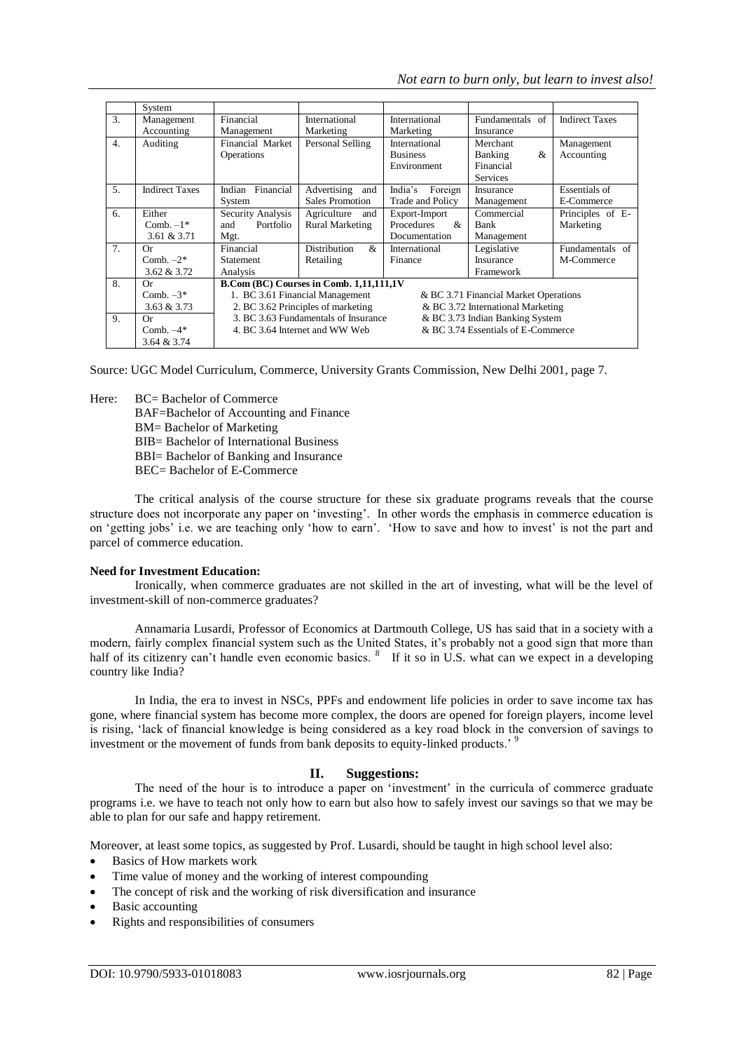| | System | | | | | |
|---|---|---|---|---|---|---|
| 3. | Management Accounting | Financial Management | International Marketing | International Marketing | Fundamentals of Insurance | Indirect Taxes |
| 4. | Auditing | Financial Market Operations | Personal Selling | International Business Environment | Merchant Banking & Financial Services | Management Accounting |
| 5. | Indirect Taxes | Indian Financial System | Advertising and Sales Promotion | India's Foreign Trade and Policy | Insurance Management | Essentials of E-Commerce |
| 6. | Either Comb. –1* 3.61 & 3.71 | Security Analysis and Portfolio Mgt. | Agriculture and Rural Marketing | Export-Import Procedures & Documentation | Commercial Bank Management | Principles of E-Marketing |
| 7. | Or Comb. –2* 3.62 & 3.72 | Financial Statement Analysis | Distribution & Retailing | International Finance | Legislative Insurance Framework | Fundamentals of M-Commerce |
| 8. | Or Comb. –3* 3.63 & 3.73 | **B.Com (BC) Courses in Comb. 1,11,111,1V** 1. BC 3.61 Financial Management & BC 3.71 Financial Market Operations 2. BC 3.62 Principles of marketing & BC 3.72 International Marketing | | | | |
| 9. | Or Comb. –4* 3.64 & 3.74 | 3. BC 3.63 Fundamentals of Insurance & BC 3.73 Indian Banking System 4. BC 3.64 Internet and WW Web & BC 3.74 Essentials of E-Commerce | | | | |

Source: UGC Model Curriculum, Commerce, University Grants Commission, New Delhi 2001, page 7.

Here: BC= Bachelor of Commerce
BAF=Bachelor of Accounting and Finance
BM= Bachelor of Marketing
BIB= Bachelor of International Business
BBI= Bachelor of Banking and Insurance
BEC= Bachelor of E-Commerce

The critical analysis of the course structure for these six graduate programs reveals that the course structure does not incorporate any paper on 'investing'. In other words the emphasis in commerce education is on 'getting jobs' i.e. we are teaching only 'how to earn'. 'How to save and how to invest' is not the part and parcel of commerce education.

**Need for Investment Education:**

Ironically, when commerce graduates are not skilled in the art of investing, what will be the level of investment-skill of non-commerce graduates?

Annamaria Lusardi, Professor of Economics at Dartmouth College, US has said that in a society with a modern, fairly complex financial system such as the United States, it's probably not a good sign that more than half of its citizenry can't handle even economic basics. [8] If it so in U.S. what can we expect in a developing country like India?

In India, the era to invest in NSCs, PPFs and endowment life policies in order to save income tax has gone, where financial system has become more complex, the doors are opened for foreign players, income level is rising, 'lack of financial knowledge is being considered as a key road block in the conversion of savings to investment or the movement of funds from bank deposits to equity-linked products.' [9]

## II. Suggestions:

The need of the hour is to introduce a paper on 'investment' in the curricula of commerce graduate programs i.e. we have to teach not only how to earn but also how to safely invest our savings so that we may be able to plan for our safe and happy retirement.

Moreover, at least some topics, as suggested by Prof. Lusardi, should be taught in high school level also:

- Basics of How markets work
- Time value of money and the working of interest compounding
- The concept of risk and the working of risk diversification and insurance
- Basic accounting
- Rights and responsibilities of consumers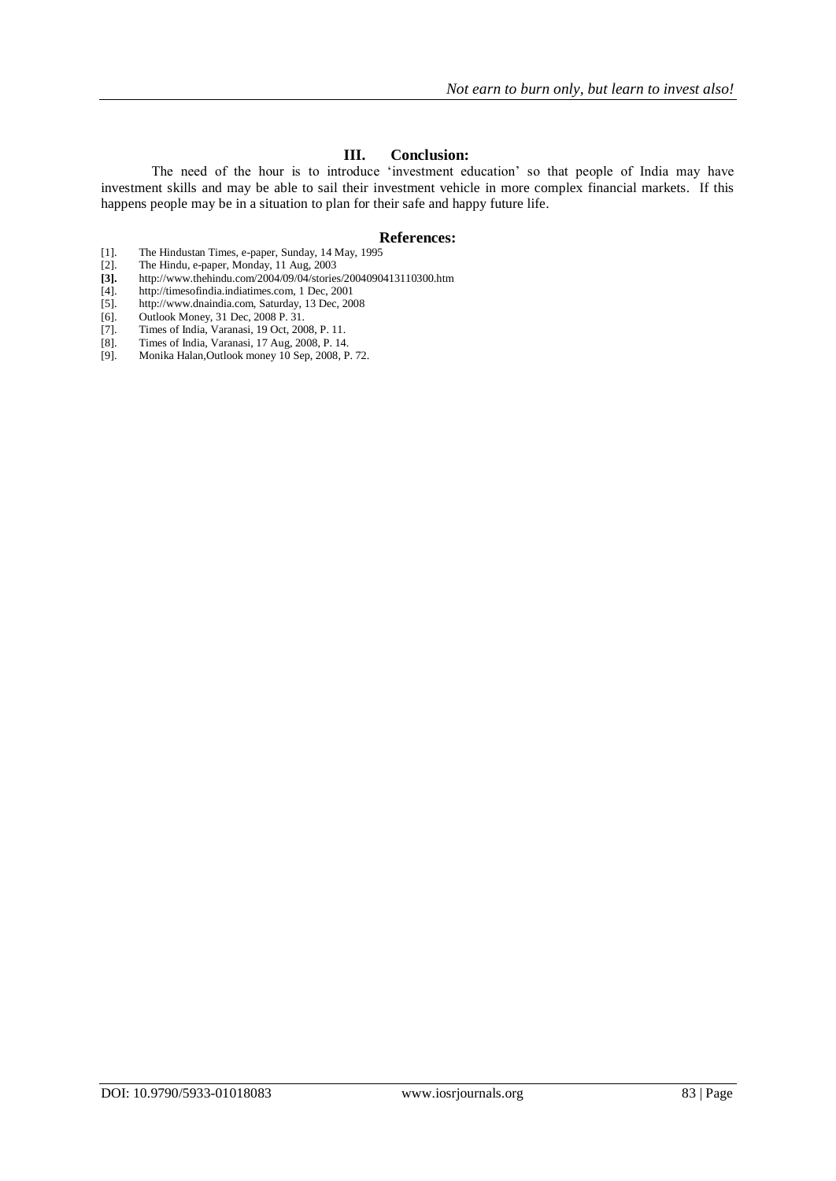## III. Conclusion:

The need of the hour is to introduce 'investment education' so that people of India may have investment skills and may be able to sail their investment vehicle in more complex financial markets. If this happens people may be in a situation to plan for their safe and happy future life.

## References:

[1]. The Hindustan Times, e-paper, Sunday, 14 May, 1995

[2]. The Hindu, e-paper, Monday, 11 Aug, 2003

**[3].** http://www.thehindu.com/2004/09/04/stories/2004090413110300.htm

[4]. http://timesofindia.indiatimes.com, 1 Dec, 2001

[5]. http://www.dnaindia.com, Saturday, 13 Dec, 2008

[6]. Outlook Money, 31 Dec, 2008 P. 31.

[7]. Times of India, Varanasi, 19 Oct, 2008, P. 11.

[8]. Times of India, Varanasi, 17 Aug, 2008, P. 14.

[9]. Monika Halan,Outlook money 10 Sep, 2008, P. 72.